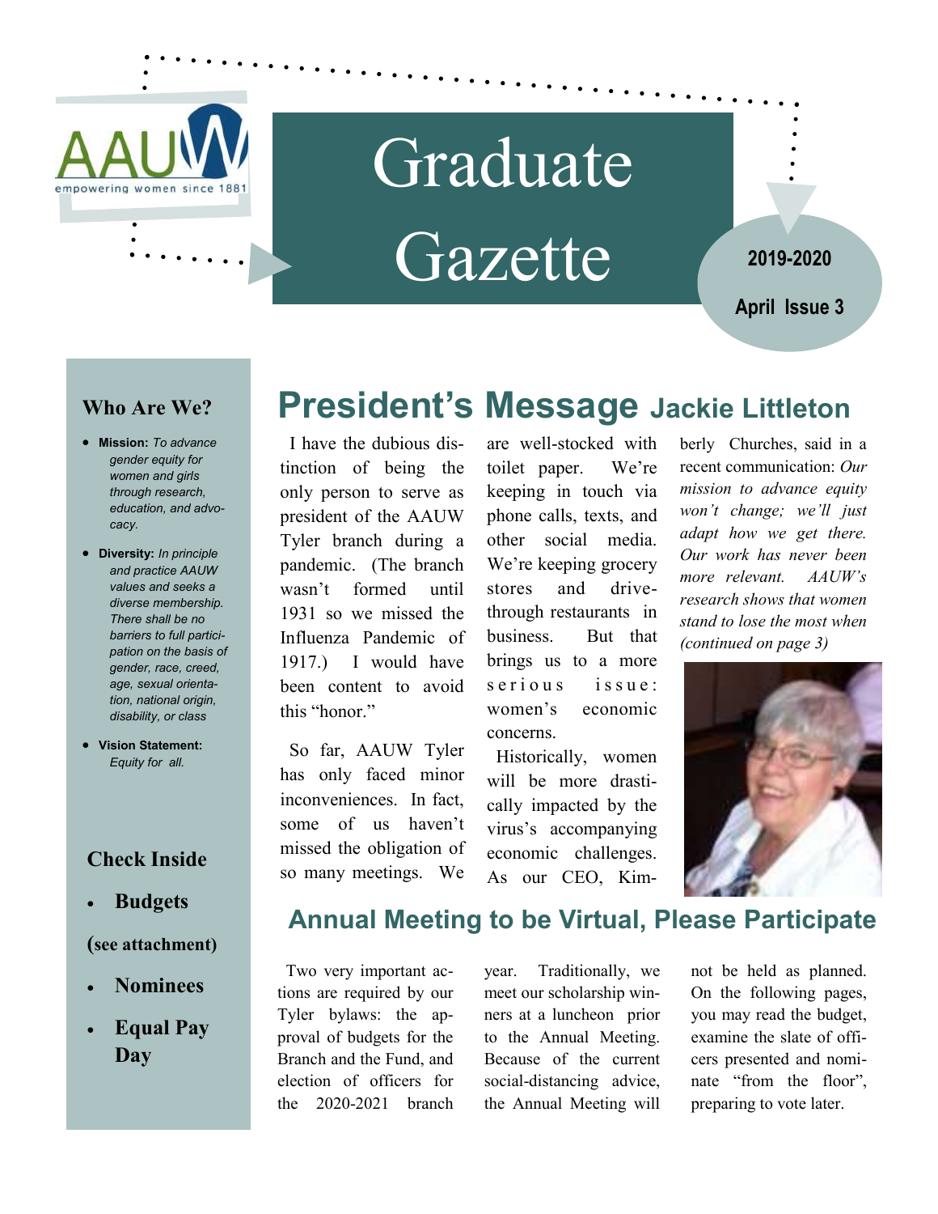AAUW empowering women since 1881

# Graduate Gazette

**2019-2020**

**April Issue 3**

### Who Are We?

- **Mission:** *To advance gender equity for women and girls through research, education, and advocacy.*
- **Diversity:** *In principle and practice AAUW values and seeks a diverse membership. There shall be no barriers to full participation on the basis of gender, race, creed, age, sexual orientation, national origin, disability, or class*
- **Vision Statement:** *Equity for all.*

### Check Inside

- **Budgets**

**(see attachment)**

- **Nominees**
- **Equal Pay Day**

## President's Message Jackie Littleton

I have the dubious distinction of being the only person to serve as president of the AAUW Tyler branch during a pandemic. (The branch wasn't formed until 1931 so we missed the Influenza Pandemic of 1917.) I would have been content to avoid this "honor."

So far, AAUW Tyler has only faced minor inconveniences. In fact, some of us haven't missed the obligation of so many meetings. We are well-stocked with toilet paper. We're keeping in touch via phone calls, texts, and other social media. We're keeping grocery stores and drive-through restaurants in business. But that brings us to a more serious issue: women's economic concerns.

Historically, women will be more drastically impacted by the virus's accompanying economic challenges. As our CEO, Kimberly Churches, said in a recent communication: *Our mission to advance equity won't change; we'll just adapt how we get there. Our work has never been more relevant. AAUW's research shows that women stand to lose the most when (continued on page 3)*

## Annual Meeting to be Virtual, Please Participate

Two very important actions are required by our Tyler bylaws: the approval of budgets for the Branch and the Fund, and election of officers for the 2020-2021 branch year. Traditionally, we meet our scholarship winners at a luncheon prior to the Annual Meeting. Because of the current social-distancing advice, the Annual Meeting will not be held as planned. On the following pages, you may read the budget, examine the slate of officers presented and nominate "from the floor", preparing to vote later.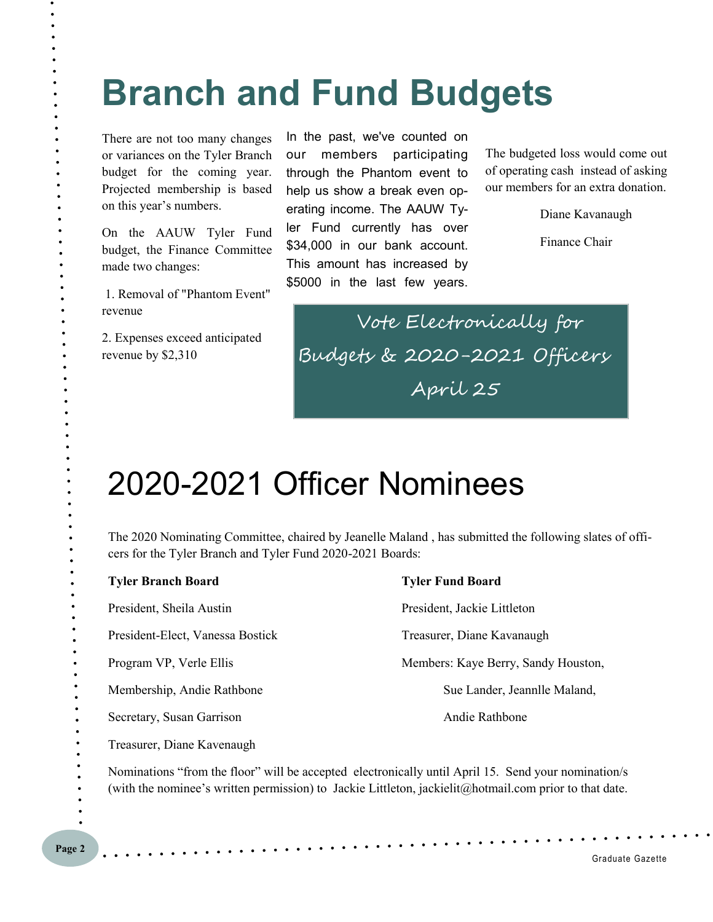# Branch and Fund Budgets

There are not too many changes or variances on the Tyler Branch budget for the coming year. Projected membership is based on this year's numbers.

On the AAUW Tyler Fund budget, the Finance Committee made two changes:

1. Removal of "Phantom Event" revenue

2. Expenses exceed anticipated revenue by $2,310

In the past, we've counted on our members participating through the Phantom event to help us show a break even operating income. The AAUW Tyler Fund currently has over $34,000 in our bank account. This amount has increased by $5000 in the last few years.

The budgeted loss would come out of operating cash instead of asking our members for an extra donation.

Diane Kavanaugh

Finance Chair

**Vote Electronically for Budgets & 2020-2021 Officers April 25**

# 2020-2021 Officer Nominees

The 2020 Nominating Committee, chaired by Jeanelle Maland , has submitted the following slates of officers for the Tyler Branch and Tyler Fund 2020-2021 Boards:

**Tyler Branch Board**

President, Sheila Austin

President-Elect, Vanessa Bostick

Program VP, Verle Ellis

Membership, Andie Rathbone

Secretary, Susan Garrison

Treasurer, Diane Kavenaugh

**Tyler Fund Board**

President, Jackie Littleton

Treasurer, Diane Kavanaugh

Members: Kaye Berry, Sandy Houston, Sue Lander, Jeannlle Maland, Andie Rathbone

Nominations "from the floor" will be accepted electronically until April 15. Send your nomination/s (with the nominee's written permission) to Jackie Littleton, jackielit@hotmail.com prior to that date.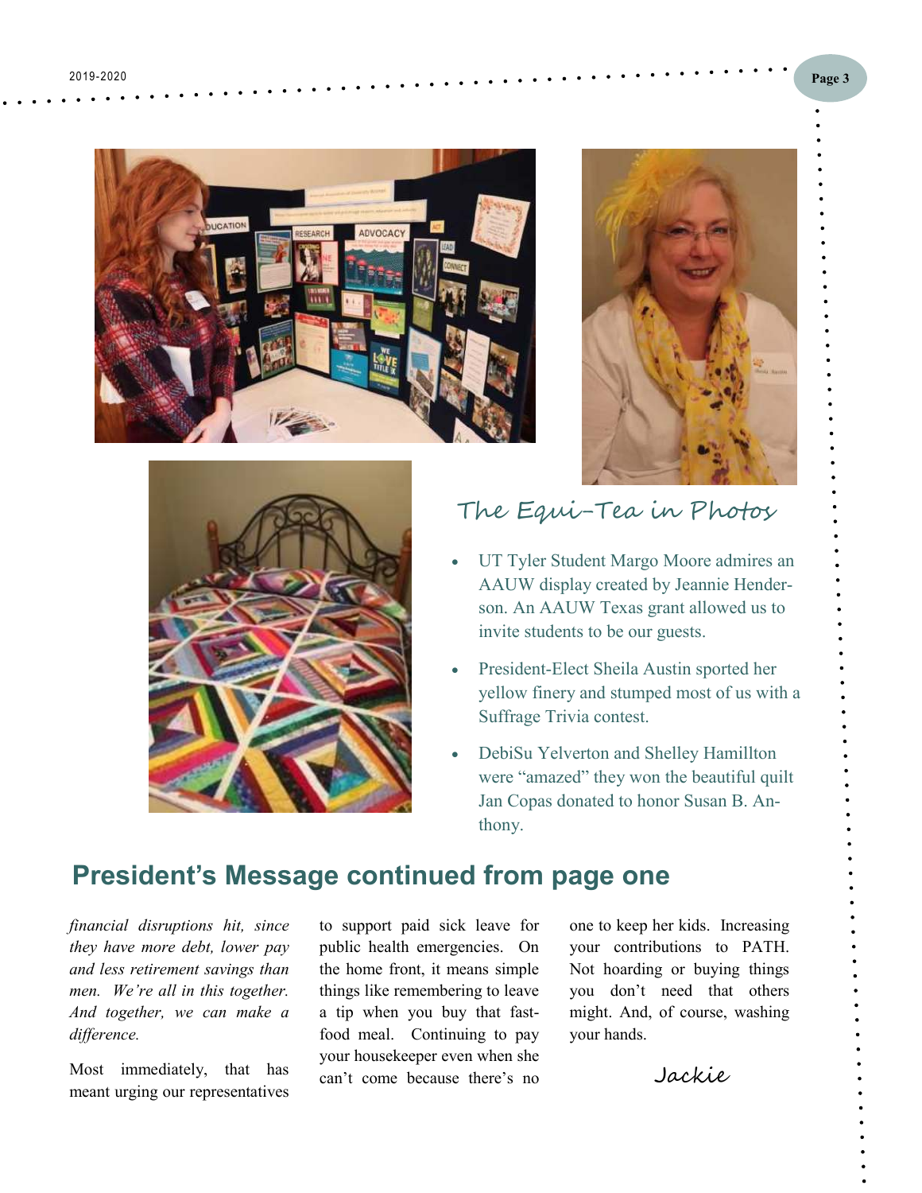## The Equi-Tea in Photos

- UT Tyler Student Margo Moore admires an AAUW display created by Jeannie Henderson. An AAUW Texas grant allowed us to invite students to be our guests.
- President-Elect Sheila Austin sported her yellow finery and stumped most of us with a Suffrage Trivia contest.
- DebiSu Yelverton and Shelley Hamillton were "amazed" they won the beautiful quilt Jan Copas donated to honor Susan B. Anthony.

## President's Message continued from page one

*financial disruptions hit, since they have more debt, lower pay and less retirement savings than men. We're all in this together. And together, we can make a difference.*

Most immediately, that has meant urging our representatives to support paid sick leave for public health emergencies. On the home front, it means simple things like remembering to leave a tip when you buy that fast-food meal. Continuing to pay your housekeeper even when she can't come because there's no one to keep her kids. Increasing your contributions to PATH. Not hoarding or buying things you don't need that others might. And, of course, washing your hands.

Jackie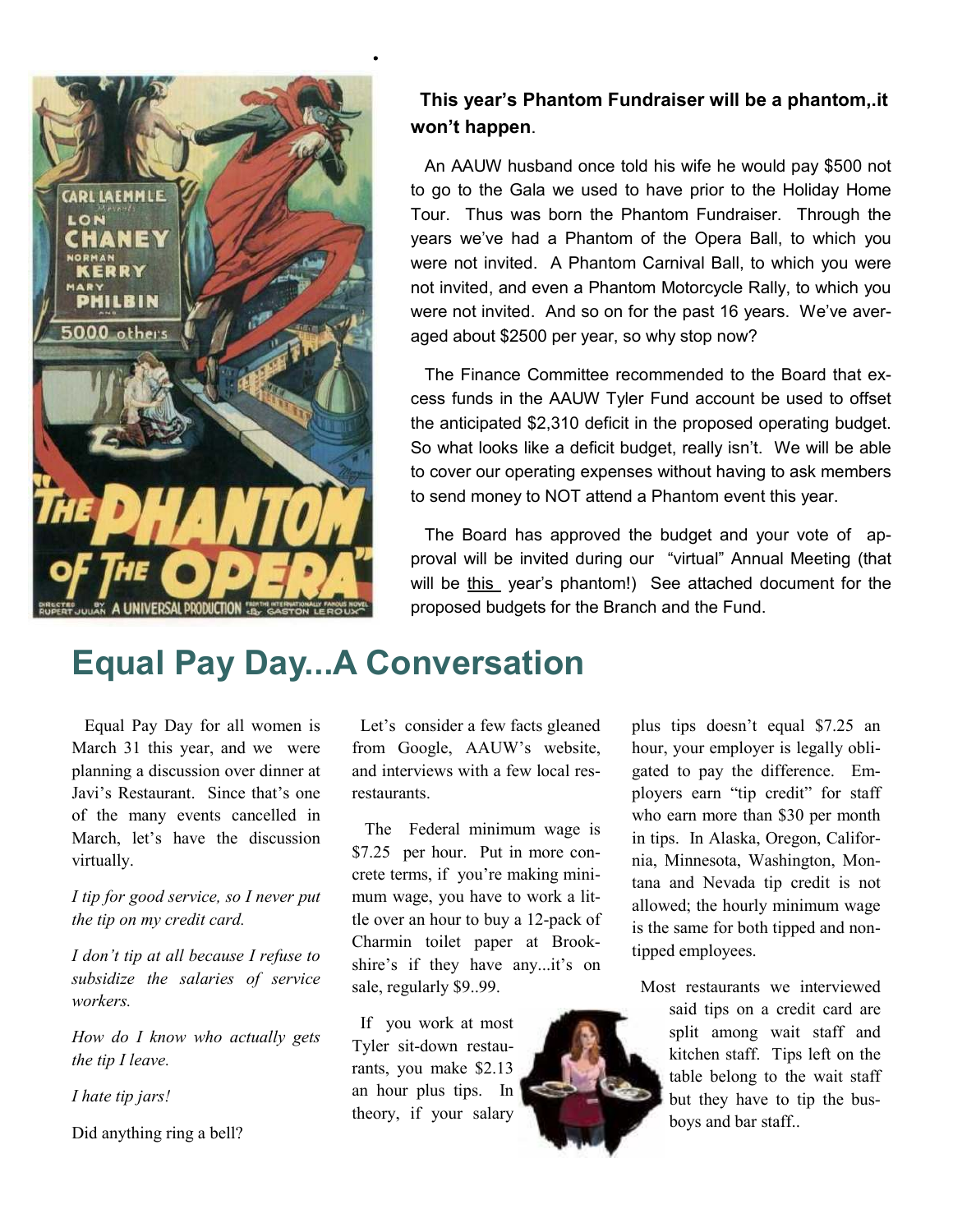**This year's Phantom Fundraiser will be a phantom,.it won't happen**.

An AAUW husband once told his wife he would pay $500 not to go to the Gala we used to have prior to the Holiday Home Tour. Thus was born the Phantom Fundraiser. Through the years we've had a Phantom of the Opera Ball, to which you were not invited. A Phantom Carnival Ball, to which you were not invited, and even a Phantom Motorcycle Rally, to which you were not invited. And so on for the past 16 years. We've averaged about $2500 per year, so why stop now?

The Finance Committee recommended to the Board that excess funds in the AAUW Tyler Fund account be used to offset the anticipated $2,310 deficit in the proposed operating budget. So what looks like a deficit budget, really isn't. We will be able to cover our operating expenses without having to ask members to send money to NOT attend a Phantom event this year.

The Board has approved the budget and your vote of approval will be invited during our "virtual" Annual Meeting (that will be this year's phantom!) See attached document for the proposed budgets for the Branch and the Fund.

# Equal Pay Day...A Conversation

Equal Pay Day for all women is March 31 this year, and we were planning a discussion over dinner at Javi's Restaurant. Since that's one of the many events cancelled in March, let's have the discussion virtually.

*I tip for good service, so I never put the tip on my credit card.*

*I don't tip at all because I refuse to subsidize the salaries of service workers.*

*How do I know who actually gets the tip I leave.*

*I hate tip jars!*

Did anything ring a bell?

Let's consider a few facts gleaned from Google, AAUW's website, and interviews with a few local resrestaurants.

The Federal minimum wage is $7.25 per hour. Put in more concrete terms, if you're making minimum wage, you have to work a little over an hour to buy a 12-pack of Charmin toilet paper at Brookshire's if they have any...it's on sale, regularly $9..99.

If you work at most Tyler sit-down restaurants, you make $2.13 an hour plus tips. In theory, if your salary plus tips doesn't equal $7.25 an hour, your employer is legally obligated to pay the difference. Employers earn "tip credit" for staff who earn more than $30 per month in tips. In Alaska, Oregon, California, Minnesota, Washington, Montana and Nevada tip credit is not allowed; the hourly minimum wage is the same for both tipped and non-tipped employees.

Most restaurants we interviewed said tips on a credit card are split among wait staff and kitchen staff. Tips left on the table belong to the wait staff but they have to tip the busboys and bar staff..